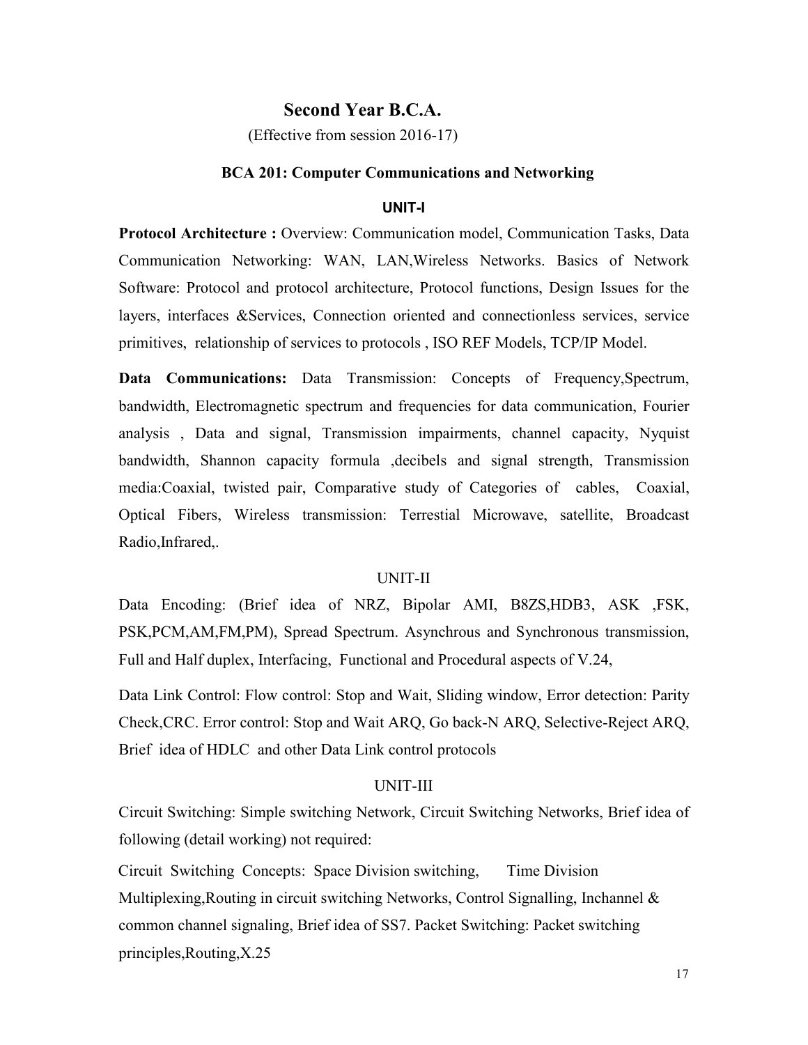# Second Year B.C.A.

(Effective from session 2016-17)

## BCA 201: Computer Communications and Networking

### UNIT-I

**Protocol Architecture :** Overview: Communication model, Communication Tasks, Data Communication Networking: WAN, LAN,Wireless Networks. Basics of Network Software: Protocol and protocol architecture, Protocol functions, Design Issues for the layers, interfaces &Services, Connection oriented and connectionless services, service primitives, relationship of services to protocols , ISO REF Models, TCP/IP Model.

**Data Communications:** Data Transmission: Concepts of Frequency,Spectrum, bandwidth, Electromagnetic spectrum and frequencies for data communication, Fourier analysis , Data and signal, Transmission impairments, channel capacity, Nyquist bandwidth, Shannon capacity formula ,decibels and signal strength, Transmission media:Coaxial, twisted pair, Comparative study of Categories of cables, Coaxial, Optical Fibers, Wireless transmission: Terrestial Microwave, satellite, Broadcast Radio,Infrared,.

### UNIT-II

Data Encoding: (Brief idea of NRZ, Bipolar AMI, B8ZS,HDB3, ASK ,FSK, PSK,PCM,AM,FM,PM), Spread Spectrum. Asynchrous and Synchronous transmission, Full and Half duplex, Interfacing, Functional and Procedural aspects of V.24,

Data Link Control: Flow control: Stop and Wait, Sliding window, Error detection: Parity Check,CRC. Error control: Stop and Wait ARQ, Go back-N ARQ, Selective-Reject ARQ, Brief idea of HDLC and other Data Link control protocols

### UNIT-III

Circuit Switching: Simple switching Network, Circuit Switching Networks, Brief idea of following (detail working) not required:

Circuit Switching Concepts: Space Division switching, Time Division Multiplexing,Routing in circuit switching Networks, Control Signalling, Inchannel & common channel signaling, Brief idea of SS7. Packet Switching: Packet switching principles,Routing,X.25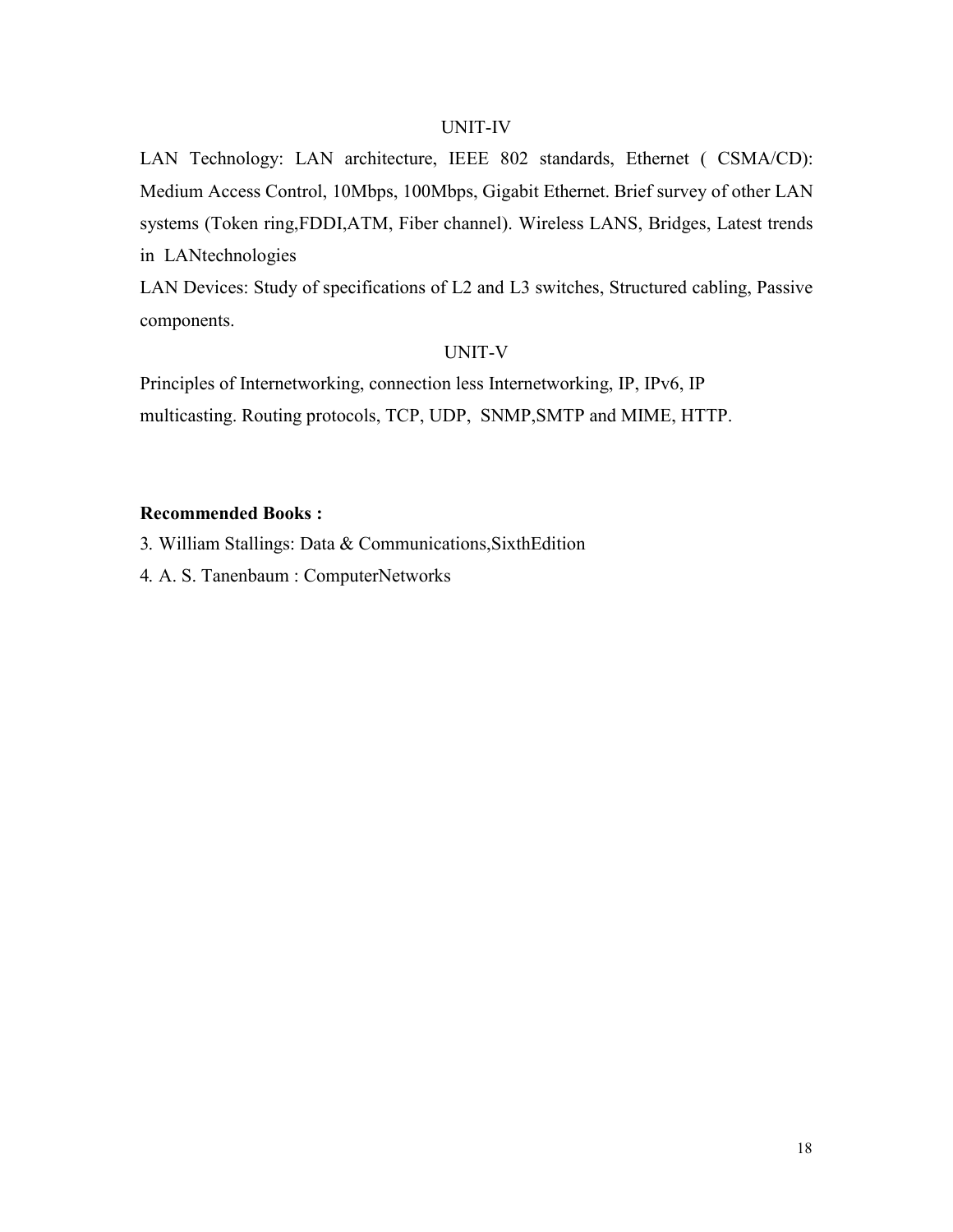## UNIT-IV

LAN Technology: LAN architecture, IEEE 802 standards, Ethernet ( CSMA/CD): Medium Access Control, 10Mbps, 100Mbps, Gigabit Ethernet. Brief survey of other LAN systems (Token ring,FDDI,ATM, Fiber channel). Wireless LANS, Bridges, Latest trends in LANtechnologies

LAN Devices: Study of specifications of L2 and L3 switches, Structured cabling, Passive components.

## UNIT-V

Principles of Internetworking, connection less Internetworking, IP, IPv6, IP multicasting. Routing protocols, TCP, UDP, SNMP,SMTP and MIME, HTTP.

**Recommended Books :**

3. William Stallings: Data & Communications,SixthEdition
4. A. S. Tanenbaum : ComputerNetworks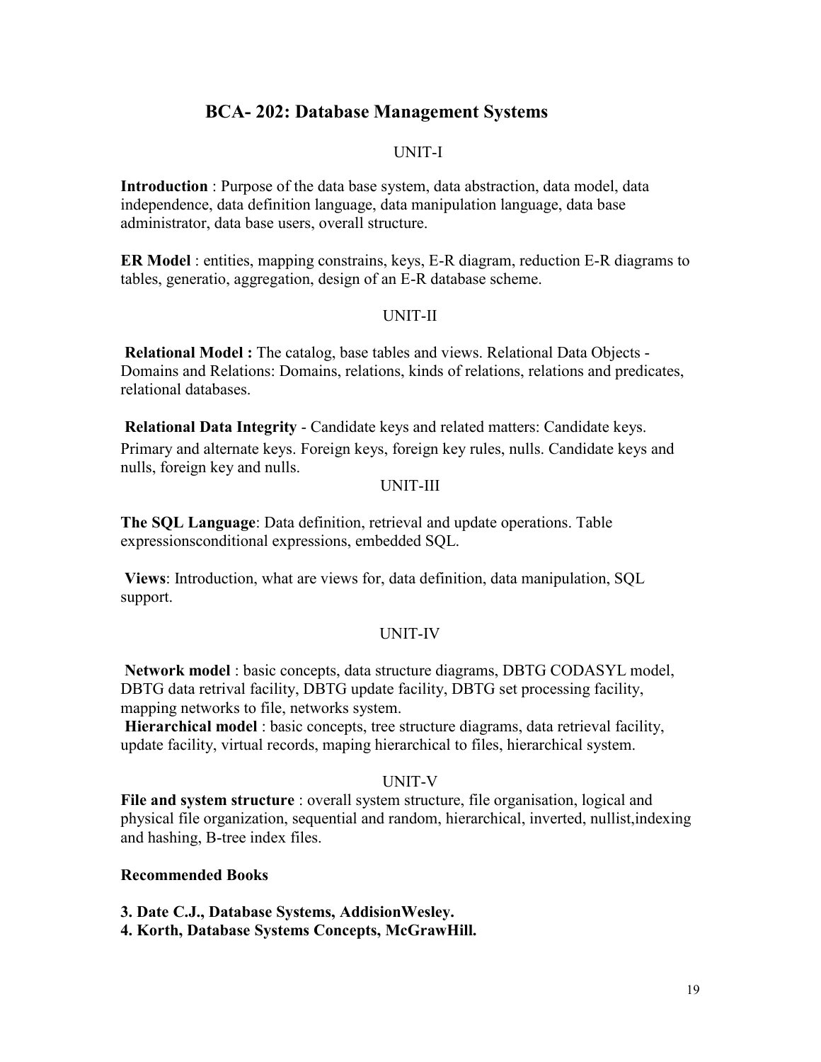## BCA- 202: Database Management Systems

### UNIT-I

**Introduction** : Purpose of the data base system, data abstraction, data model, data independence, data definition language, data manipulation language, data base administrator, data base users, overall structure.

**ER Model** : entities, mapping constrains, keys, E-R diagram, reduction E-R diagrams to tables, generatio, aggregation, design of an E-R database scheme.

### UNIT-II

**Relational Model :** The catalog, base tables and views. Relational Data Objects - Domains and Relations: Domains, relations, kinds of relations, relations and predicates, relational databases.

**Relational Data Integrity** - Candidate keys and related matters: Candidate keys. Primary and alternate keys. Foreign keys, foreign key rules, nulls. Candidate keys and nulls, foreign key and nulls.

### UNIT-III

**The SQL Language**: Data definition, retrieval and update operations. Table expressionsconditional expressions, embedded SQL.

**Views**: Introduction, what are views for, data definition, data manipulation, SQL support.

### UNIT-IV

**Network model** : basic concepts, data structure diagrams, DBTG CODASYL model, DBTG data retrival facility, DBTG update facility, DBTG set processing facility, mapping networks to file, networks system.

**Hierarchical model** : basic concepts, tree structure diagrams, data retrieval facility, update facility, virtual records, maping hierarchical to files, hierarchical system.

### UNIT-V

**File and system structure** : overall system structure, file organisation, logical and physical file organization, sequential and random, hierarchical, inverted, nullist,indexing and hashing, B-tree index files.

**Recommended Books**

**3. Date C.J., Database Systems, AddisionWesley.**
**4. Korth, Database Systems Concepts, McGrawHill.**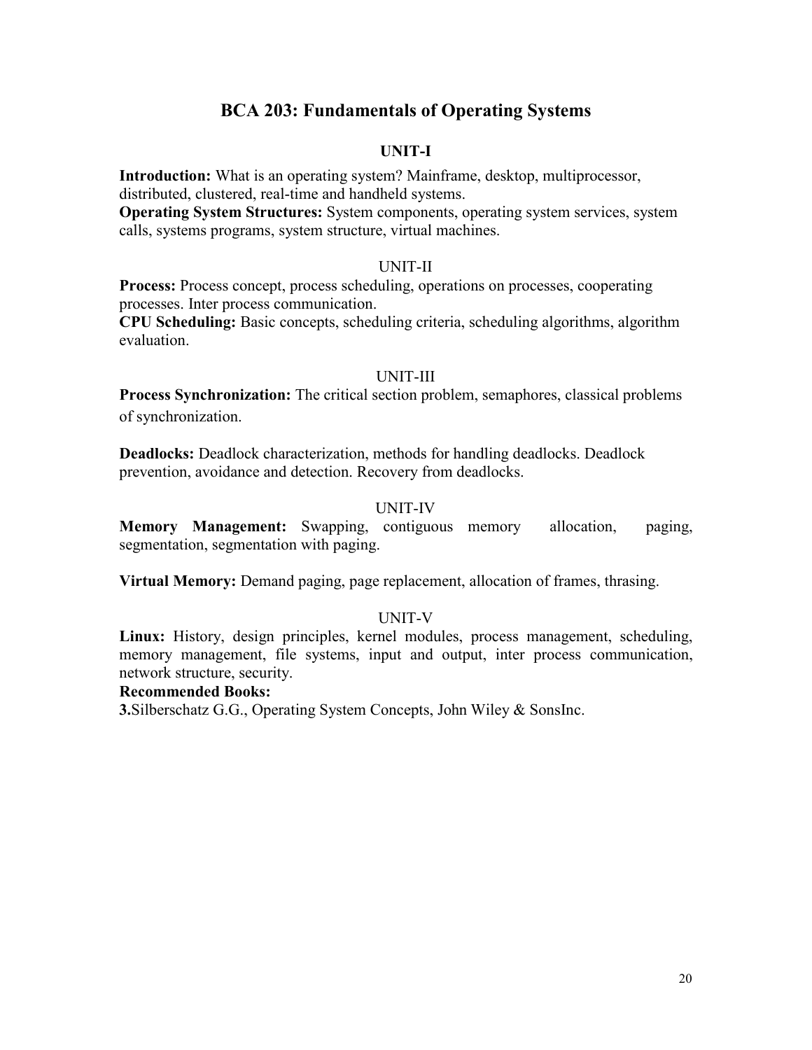# BCA 203: Fundamentals of Operating Systems

## UNIT-I

**Introduction:** What is an operating system? Mainframe, desktop, multiprocessor, distributed, clustered, real-time and handheld systems.

**Operating System Structures:** System components, operating system services, system calls, systems programs, system structure, virtual machines.

## UNIT-II

**Process:** Process concept, process scheduling, operations on processes, cooperating processes. Inter process communication.

**CPU Scheduling:** Basic concepts, scheduling criteria, scheduling algorithms, algorithm evaluation.

## UNIT-III

**Process Synchronization:** The critical section problem, semaphores, classical problems of synchronization.

**Deadlocks:** Deadlock characterization, methods for handling deadlocks. Deadlock prevention, avoidance and detection. Recovery from deadlocks.

## UNIT-IV

**Memory Management:** Swapping, contiguous memory allocation, paging, segmentation, segmentation with paging.

**Virtual Memory:** Demand paging, page replacement, allocation of frames, thrasing.

## UNIT-V

**Linux:** History, design principles, kernel modules, process management, scheduling, memory management, file systems, input and output, inter process communication, network structure, security.

**Recommended Books:**

**3.**Silberschatz G.G., Operating System Concepts, John Wiley & SonsInc.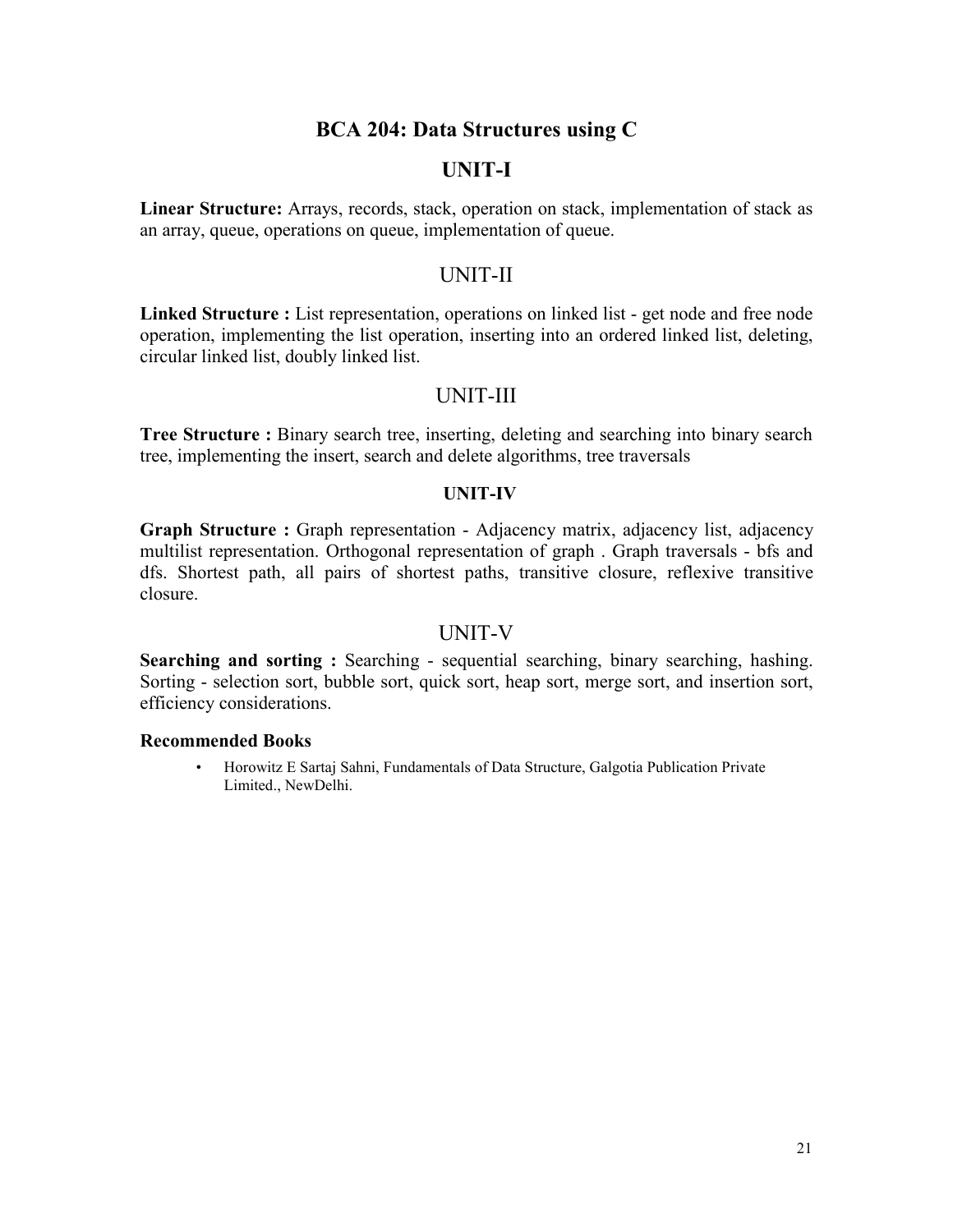# BCA 204: Data Structures using C

## UNIT-I

**Linear Structure:** Arrays, records, stack, operation on stack, implementation of stack as an array, queue, operations on queue, implementation of queue.

## UNIT-II

**Linked Structure :** List representation, operations on linked list - get node and free node operation, implementing the list operation, inserting into an ordered linked list, deleting, circular linked list, doubly linked list.

## UNIT-III

**Tree Structure :** Binary search tree, inserting, deleting and searching into binary search tree, implementing the insert, search and delete algorithms, tree traversals

## UNIT-IV

**Graph Structure :** Graph representation - Adjacency matrix, adjacency list, adjacency multilist representation. Orthogonal representation of graph . Graph traversals - bfs and dfs. Shortest path, all pairs of shortest paths, transitive closure, reflexive transitive closure.

## UNIT-V

**Searching and sorting :** Searching - sequential searching, binary searching, hashing. Sorting - selection sort, bubble sort, quick sort, heap sort, merge sort, and insertion sort, efficiency considerations.

### Recommended Books

- Horowitz E Sartaj Sahni, Fundamentals of Data Structure, Galgotia Publication Private Limited., NewDelhi.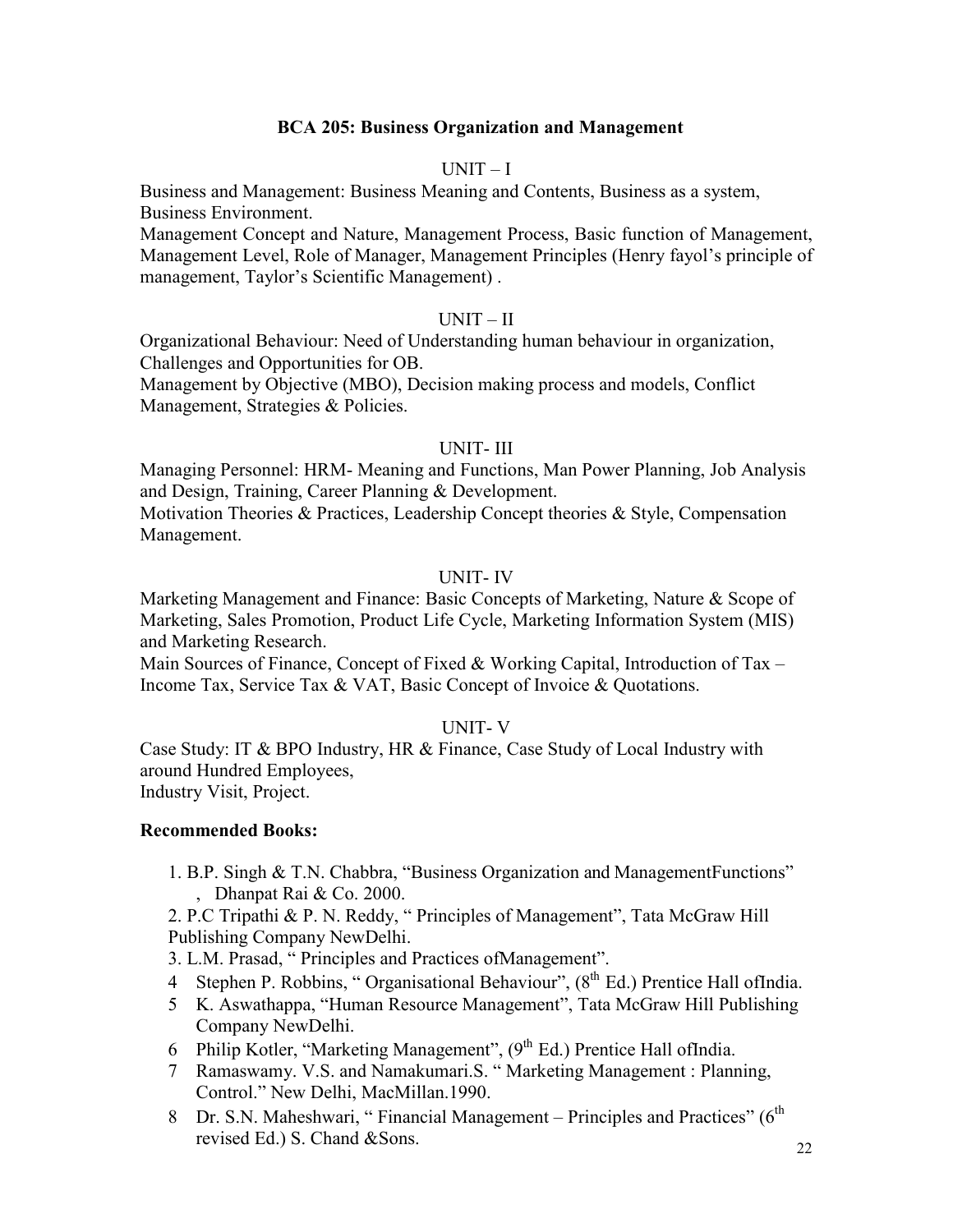## BCA 205: Business Organization and Management

### UNIT – I

Business and Management: Business Meaning and Contents, Business as a system, Business Environment.

Management Concept and Nature, Management Process, Basic function of Management, Management Level, Role of Manager, Management Principles (Henry fayol's principle of management, Taylor's Scientific Management) .

### UNIT – II

Organizational Behaviour: Need of Understanding human behaviour in organization, Challenges and Opportunities for OB.

Management by Objective (MBO), Decision making process and models, Conflict Management, Strategies & Policies.

### UNIT- III

Managing Personnel: HRM- Meaning and Functions, Man Power Planning, Job Analysis and Design, Training, Career Planning & Development.

Motivation Theories & Practices, Leadership Concept theories & Style, Compensation Management.

### UNIT- IV

Marketing Management and Finance: Basic Concepts of Marketing, Nature & Scope of Marketing, Sales Promotion, Product Life Cycle, Marketing Information System (MIS) and Marketing Research.

Main Sources of Finance, Concept of Fixed & Working Capital, Introduction of Tax – Income Tax, Service Tax & VAT, Basic Concept of Invoice & Quotations.

### UNIT- V

Case Study: IT & BPO Industry, HR & Finance, Case Study of Local Industry with around Hundred Employees,
Industry Visit, Project.

**Recommended Books:**

1. B.P. Singh & T.N. Chabbra, "Business Organization and ManagementFunctions" , Dhanpat Rai & Co. 2000.
2. P.C Tripathi & P. N. Reddy, " Principles of Management", Tata McGraw Hill Publishing Company NewDelhi.
3. L.M. Prasad, " Principles and Practices ofManagement".
4. Stephen P. Robbins, " Organisational Behaviour", (8th Ed.) Prentice Hall ofIndia.
5. K. Aswathappa, "Human Resource Management", Tata McGraw Hill Publishing Company NewDelhi.
6. Philip Kotler, "Marketing Management", (9th Ed.) Prentice Hall ofIndia.
7. Ramaswamy. V.S. and Namakumari.S. " Marketing Management : Planning, Control." New Delhi, MacMillan.1990.
8. Dr. S.N. Maheshwari, " Financial Management – Principles and Practices" (6th revised Ed.) S. Chand &Sons.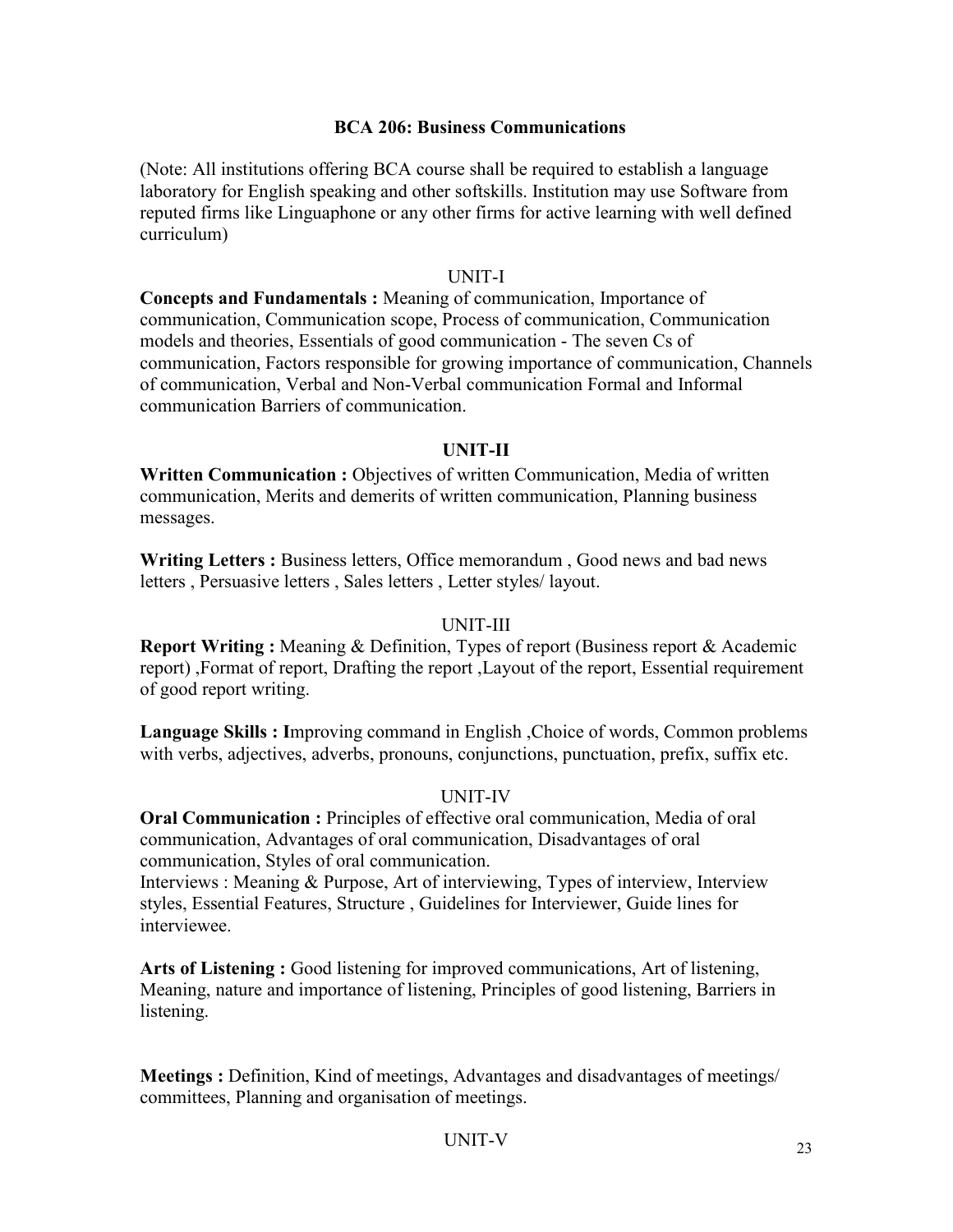## BCA 206: Business Communications

(Note: All institutions offering BCA course shall be required to establish a language laboratory for English speaking and other softskills. Institution may use Software from reputed firms like Linguaphone or any other firms for active learning with well defined curriculum)

### UNIT-I

**Concepts and Fundamentals :** Meaning of communication, Importance of communication, Communication scope, Process of communication, Communication models and theories, Essentials of good communication - The seven Cs of communication, Factors responsible for growing importance of communication, Channels of communication, Verbal and Non-Verbal communication Formal and Informal communication Barriers of communication.

### UNIT-II

**Written Communication :** Objectives of written Communication, Media of written communication, Merits and demerits of written communication, Planning business messages.

**Writing Letters :** Business letters, Office memorandum , Good news and bad news letters , Persuasive letters , Sales letters , Letter styles/ layout.

### UNIT-III

**Report Writing :** Meaning & Definition, Types of report (Business report & Academic report) ,Format of report, Drafting the report ,Layout of the report, Essential requirement of good report writing.

**Language Skills : I**mproving command in English ,Choice of words, Common problems with verbs, adjectives, adverbs, pronouns, conjunctions, punctuation, prefix, suffix etc.

### UNIT-IV

**Oral Communication :** Principles of effective oral communication, Media of oral communication, Advantages of oral communication, Disadvantages of oral communication, Styles of oral communication.

Interviews : Meaning & Purpose, Art of interviewing, Types of interview, Interview styles, Essential Features, Structure , Guidelines for Interviewer, Guide lines for interviewee.

**Arts of Listening :** Good listening for improved communications, Art of listening, Meaning, nature and importance of listening, Principles of good listening, Barriers in listening.

**Meetings :** Definition, Kind of meetings, Advantages and disadvantages of meetings/ committees, Planning and organisation of meetings.

### UNIT-V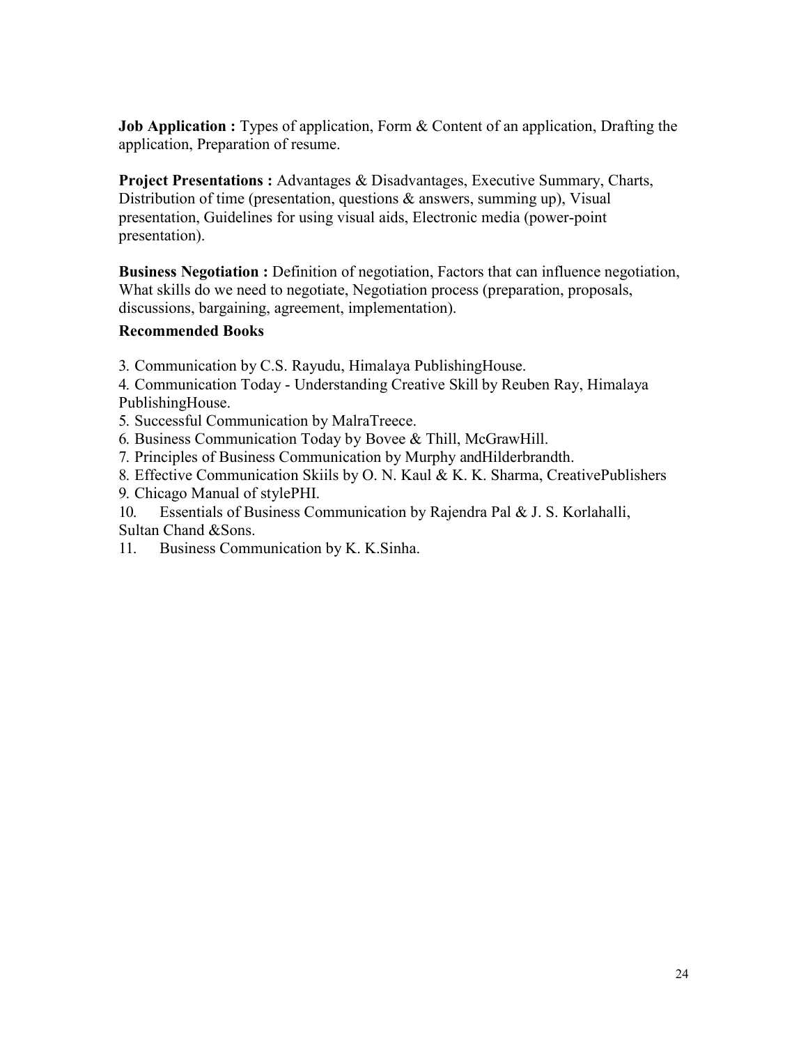**Job Application :** Types of application, Form & Content of an application, Drafting the application, Preparation of resume.

**Project Presentations :** Advantages & Disadvantages, Executive Summary, Charts, Distribution of time (presentation, questions & answers, summing up), Visual presentation, Guidelines for using visual aids, Electronic media (power-point presentation).

**Business Negotiation :** Definition of negotiation, Factors that can influence negotiation, What skills do we need to negotiate, Negotiation process (preparation, proposals, discussions, bargaining, agreement, implementation).

**Recommended Books**

3. Communication by C.S. Rayudu, Himalaya PublishingHouse.
4. Communication Today - Understanding Creative Skill by Reuben Ray, Himalaya PublishingHouse.
5. Successful Communication by MalraTreece.
6. Business Communication Today by Bovee & Thill, McGrawHill.
7. Principles of Business Communication by Murphy andHilderbrandth.
8. Effective Communication Skiils by O. N. Kaul & K. K. Sharma, CreativePublishers
9. Chicago Manual of stylePHI.
10. Essentials of Business Communication by Rajendra Pal & J. S. Korlahalli, Sultan Chand &Sons.
11. Business Communication by K. K.Sinha.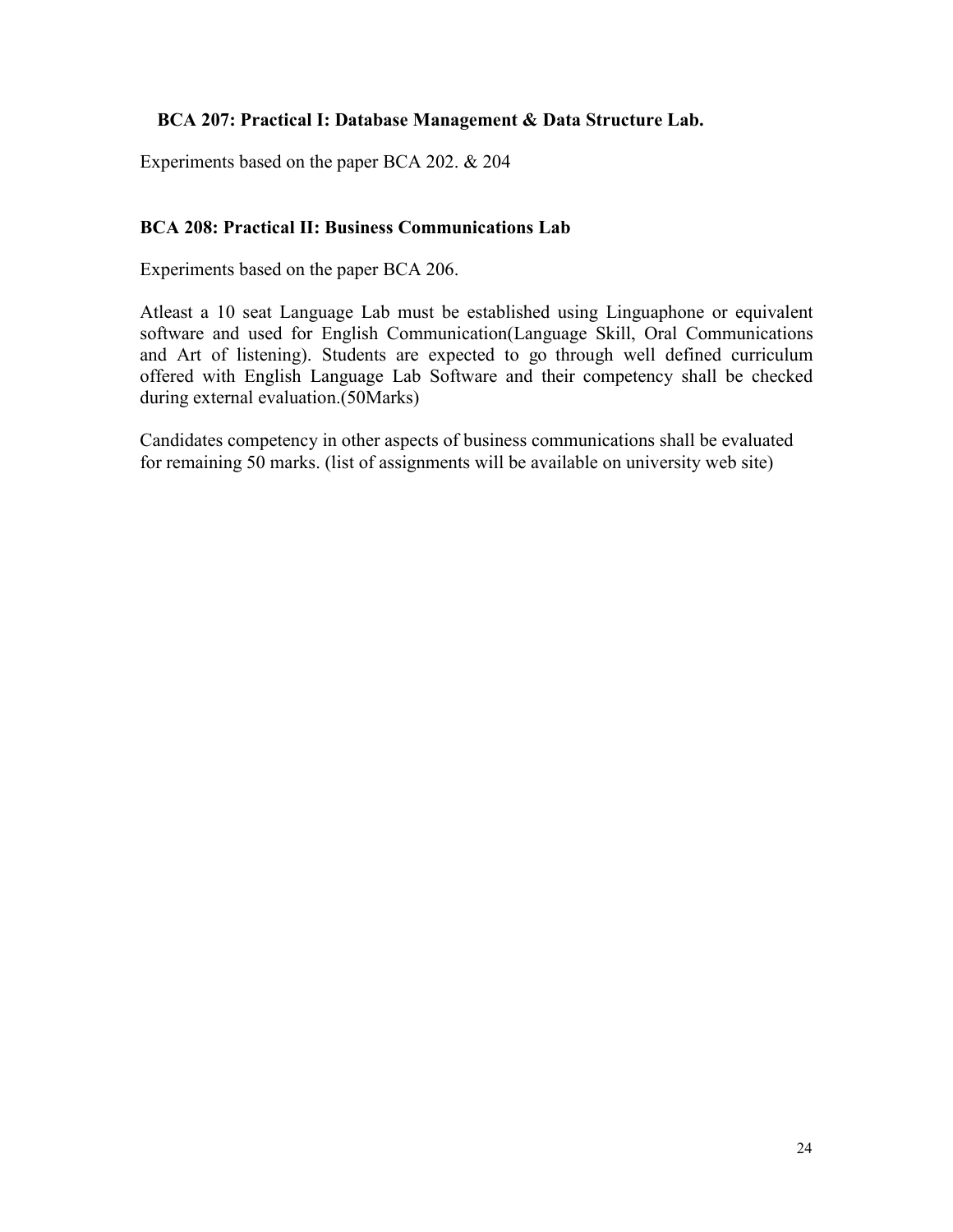### BCA 207: Practical I: Database Management & Data Structure Lab.

Experiments based on the paper BCA 202. & 204

### BCA 208: Practical II: Business Communications Lab

Experiments based on the paper BCA 206.

Atleast a 10 seat Language Lab must be established using Linguaphone or equivalent software and used for English Communication(Language Skill, Oral Communications and Art of listening). Students are expected to go through well defined curriculum offered with English Language Lab Software and their competency shall be checked during external evaluation.(50Marks)

Candidates competency in other aspects of business communications shall be evaluated for remaining 50 marks. (list of assignments will be available on university web site)